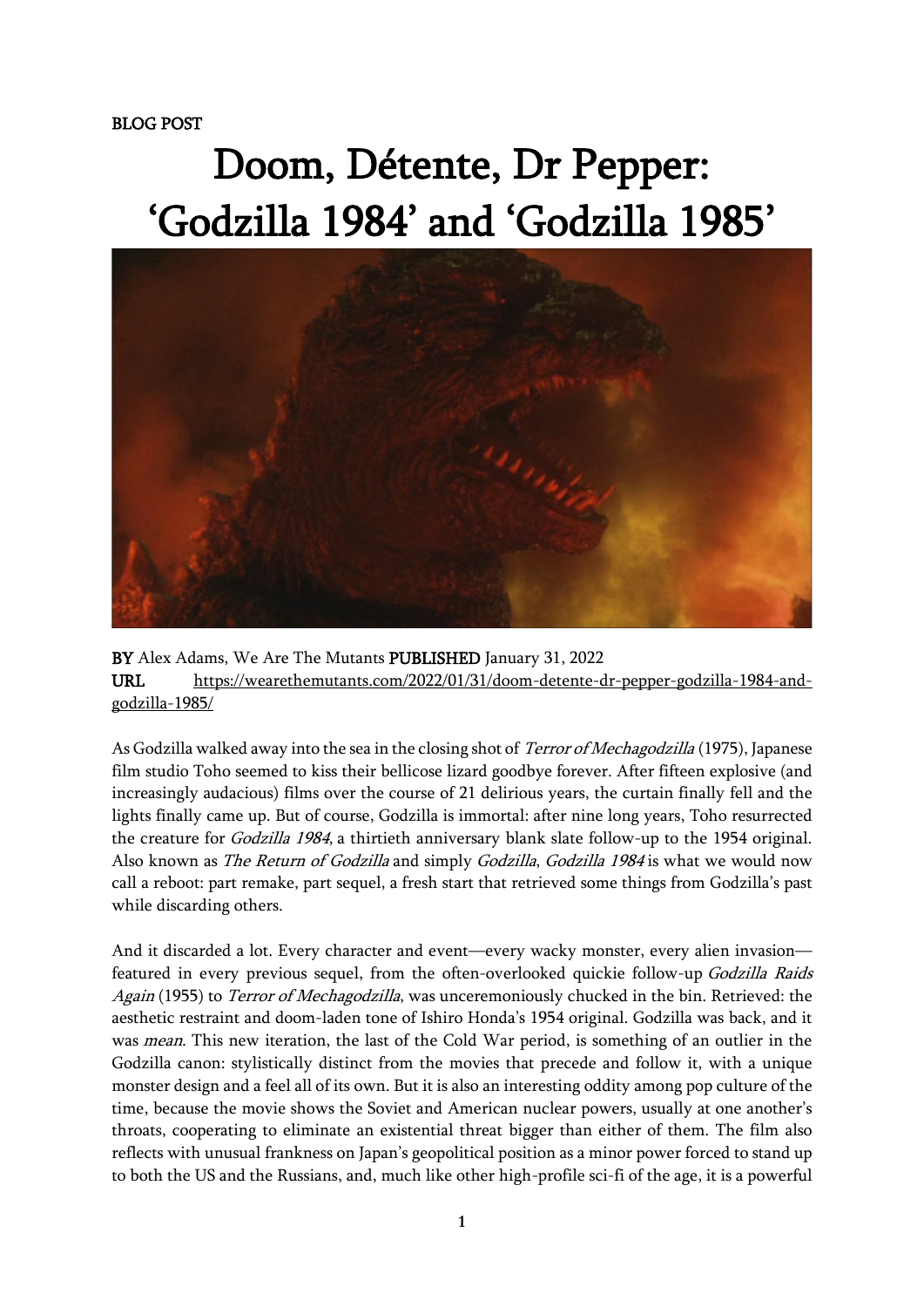BLOG POST

# Doom, Détente, Dr Pepper: 'Godzilla 1984' and 'Godzilla 1985'

**BY** Alex Adams, We Are The Mutants **PUBLISHED** January 31, 2022
**URL** https://wearethemutants.com/2022/01/31/doom-detente-dr-pepper-godzilla-1984-and-godzilla-1985/

As Godzilla walked away into the sea in the closing shot of *Terror of Mechagodzilla* (1975), Japanese film studio Toho seemed to kiss their bellicose lizard goodbye forever. After fifteen explosive (and increasingly audacious) films over the course of 21 delirious years, the curtain finally fell and the lights finally came up. But of course, Godzilla is immortal: after nine long years, Toho resurrected the creature for *Godzilla 1984*, a thirtieth anniversary blank slate follow-up to the 1954 original. Also known as *The Return of Godzilla* and simply *Godzilla*, *Godzilla 1984* is what we would now call a reboot: part remake, part sequel, a fresh start that retrieved some things from Godzilla's past while discarding others.

And it discarded a lot. Every character and event—every wacky monster, every alien invasion—featured in every previous sequel, from the often-overlooked quickie follow-up *Godzilla Raids Again* (1955) to *Terror of Mechagodzilla*, was unceremoniously chucked in the bin. Retrieved: the aesthetic restraint and doom-laden tone of Ishiro Honda's 1954 original. Godzilla was back, and it was *mean*. This new iteration, the last of the Cold War period, is something of an outlier in the Godzilla canon: stylistically distinct from the movies that precede and follow it, with a unique monster design and a feel all of its own. But it is also an interesting oddity among pop culture of the time, because the movie shows the Soviet and American nuclear powers, usually at one another's throats, cooperating to eliminate an existential threat bigger than either of them. The film also reflects with unusual frankness on Japan's geopolitical position as a minor power forced to stand up to both the US and the Russians, and, much like other high-profile sci-fi of the age, it is a powerful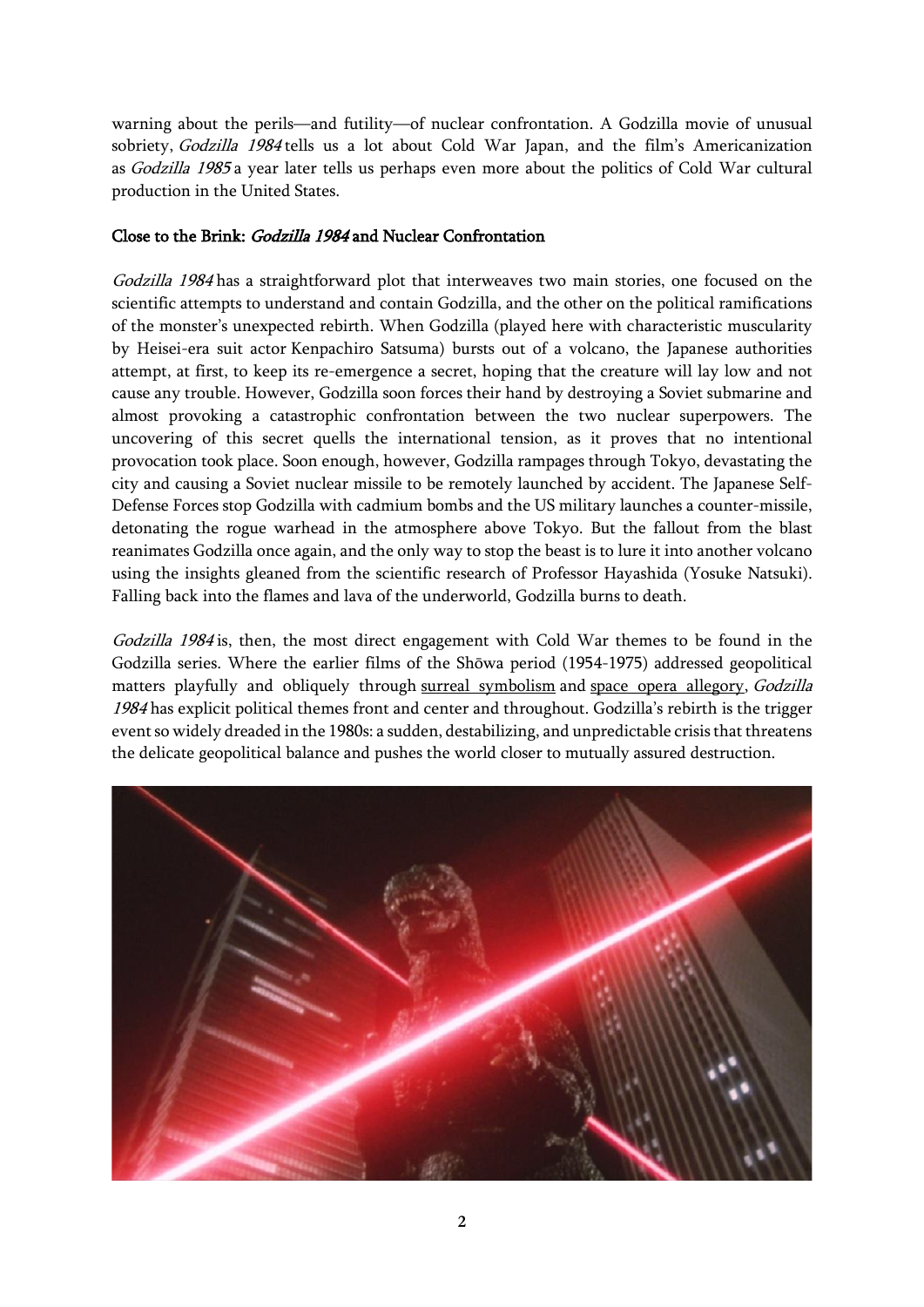warning about the perils—and futility—of nuclear confrontation. A Godzilla movie of unusual sobriety, *Godzilla 1984* tells us a lot about Cold War Japan, and the film's Americanization as *Godzilla 1985* a year later tells us perhaps even more about the politics of Cold War cultural production in the United States.

## Close to the Brink: *Godzilla 1984* and Nuclear Confrontation

*Godzilla 1984* has a straightforward plot that interweaves two main stories, one focused on the scientific attempts to understand and contain Godzilla, and the other on the political ramifications of the monster's unexpected rebirth. When Godzilla (played here with characteristic muscularity by Heisei-era suit actor Kenpachiro Satsuma) bursts out of a volcano, the Japanese authorities attempt, at first, to keep its re-emergence a secret, hoping that the creature will lay low and not cause any trouble. However, Godzilla soon forces their hand by destroying a Soviet submarine and almost provoking a catastrophic confrontation between the two nuclear superpowers. The uncovering of this secret quells the international tension, as it proves that no intentional provocation took place. Soon enough, however, Godzilla rampages through Tokyo, devastating the city and causing a Soviet nuclear missile to be remotely launched by accident. The Japanese Self-Defense Forces stop Godzilla with cadmium bombs and the US military launches a counter-missile, detonating the rogue warhead in the atmosphere above Tokyo. But the fallout from the blast reanimates Godzilla once again, and the only way to stop the beast is to lure it into another volcano using the insights gleaned from the scientific research of Professor Hayashida (Yosuke Natsuki). Falling back into the flames and lava of the underworld, Godzilla burns to death.

*Godzilla 1984* is, then, the most direct engagement with Cold War themes to be found in the Godzilla series. Where the earlier films of the Shōwa period (1954-1975) addressed geopolitical matters playfully and obliquely through surreal symbolism and space opera allegory, *Godzilla 1984* has explicit political themes front and center and throughout. Godzilla's rebirth is the trigger event so widely dreaded in the 1980s: a sudden, destabilizing, and unpredictable crisis that threatens the delicate geopolitical balance and pushes the world closer to mutually assured destruction.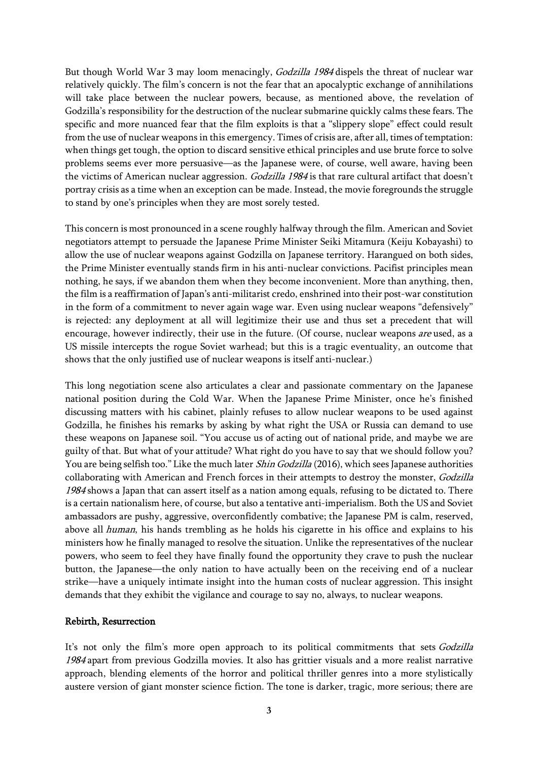But though World War 3 may loom menacingly, *Godzilla 1984* dispels the threat of nuclear war relatively quickly. The film's concern is not the fear that an apocalyptic exchange of annihilations will take place between the nuclear powers, because, as mentioned above, the revelation of Godzilla's responsibility for the destruction of the nuclear submarine quickly calms these fears. The specific and more nuanced fear that the film exploits is that a "slippery slope" effect could result from the use of nuclear weapons in this emergency. Times of crisis are, after all, times of temptation: when things get tough, the option to discard sensitive ethical principles and use brute force to solve problems seems ever more persuasive—as the Japanese were, of course, well aware, having been the victims of American nuclear aggression. *Godzilla 1984* is that rare cultural artifact that doesn't portray crisis as a time when an exception can be made. Instead, the movie foregrounds the struggle to stand by one's principles when they are most sorely tested.

This concern is most pronounced in a scene roughly halfway through the film. American and Soviet negotiators attempt to persuade the Japanese Prime Minister Seiki Mitamura (Keiju Kobayashi) to allow the use of nuclear weapons against Godzilla on Japanese territory. Harangued on both sides, the Prime Minister eventually stands firm in his anti-nuclear convictions. Pacifist principles mean nothing, he says, if we abandon them when they become inconvenient. More than anything, then, the film is a reaffirmation of Japan's anti-militarist credo, enshrined into their post-war constitution in the form of a commitment to never again wage war. Even using nuclear weapons "defensively" is rejected: any deployment at all will legitimize their use and thus set a precedent that will encourage, however indirectly, their use in the future. (Of course, nuclear weapons *are* used, as a US missile intercepts the rogue Soviet warhead; but this is a tragic eventuality, an outcome that shows that the only justified use of nuclear weapons is itself anti-nuclear.)

This long negotiation scene also articulates a clear and passionate commentary on the Japanese national position during the Cold War. When the Japanese Prime Minister, once he's finished discussing matters with his cabinet, plainly refuses to allow nuclear weapons to be used against Godzilla, he finishes his remarks by asking by what right the USA or Russia can demand to use these weapons on Japanese soil. "You accuse us of acting out of national pride, and maybe we are guilty of that. But what of your attitude? What right do you have to say that we should follow you? You are being selfish too." Like the much later *Shin Godzilla* (2016), which sees Japanese authorities collaborating with American and French forces in their attempts to destroy the monster, *Godzilla 1984* shows a Japan that can assert itself as a nation among equals, refusing to be dictated to. There is a certain nationalism here, of course, but also a tentative anti-imperialism. Both the US and Soviet ambassadors are pushy, aggressive, overconfidently combative; the Japanese PM is calm, reserved, above all *human*, his hands trembling as he holds his cigarette in his office and explains to his ministers how he finally managed to resolve the situation. Unlike the representatives of the nuclear powers, who seem to feel they have finally found the opportunity they crave to push the nuclear button, the Japanese—the only nation to have actually been on the receiving end of a nuclear strike—have a uniquely intimate insight into the human costs of nuclear aggression. This insight demands that they exhibit the vigilance and courage to say no, always, to nuclear weapons.

## Rebirth, Resurrection

It's not only the film's more open approach to its political commitments that sets *Godzilla 1984* apart from previous Godzilla movies. It also has grittier visuals and a more realist narrative approach, blending elements of the horror and political thriller genres into a more stylistically austere version of giant monster science fiction. The tone is darker, tragic, more serious; there are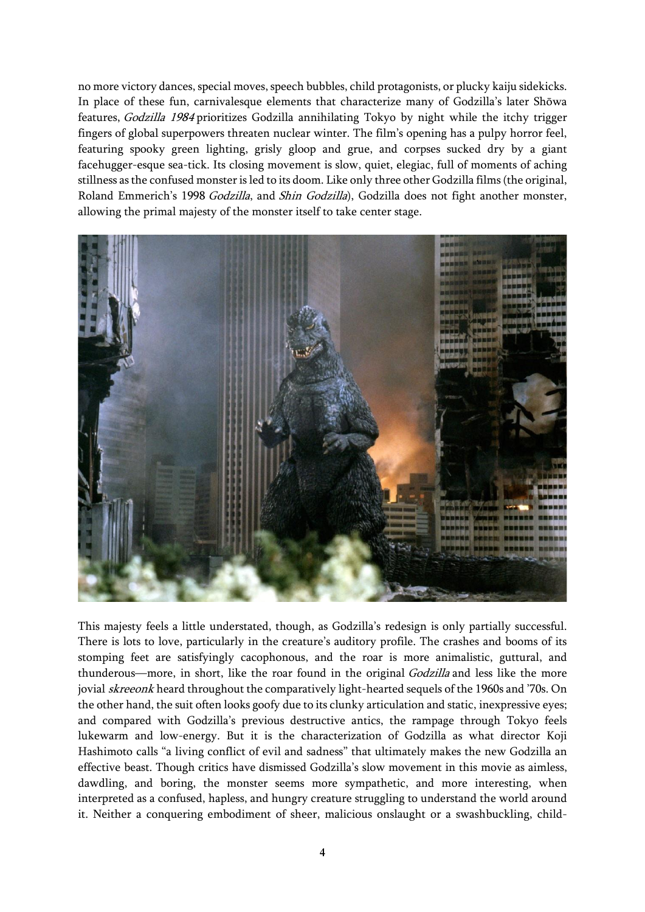no more victory dances, special moves, speech bubbles, child protagonists, or plucky kaiju sidekicks. In place of these fun, carnivalesque elements that characterize many of Godzilla's later Shōwa features, *Godzilla 1984* prioritizes Godzilla annihilating Tokyo by night while the itchy trigger fingers of global superpowers threaten nuclear winter. The film's opening has a pulpy horror feel, featuring spooky green lighting, grisly gloop and grue, and corpses sucked dry by a giant facehugger-esque sea-tick. Its closing movement is slow, quiet, elegiac, full of moments of aching stillness as the confused monster is led to its doom. Like only three other Godzilla films (the original, Roland Emmerich's 1998 *Godzilla*, and *Shin Godzilla*), Godzilla does not fight another monster, allowing the primal majesty of the monster itself to take center stage.

This majesty feels a little understated, though, as Godzilla's redesign is only partially successful. There is lots to love, particularly in the creature's auditory profile. The crashes and booms of its stomping feet are satisfyingly cacophonous, and the roar is more animalistic, guttural, and thunderous—more, in short, like the roar found in the original *Godzilla* and less like the more jovial *skreeonk* heard throughout the comparatively light-hearted sequels of the 1960s and '70s. On the other hand, the suit often looks goofy due to its clunky articulation and static, inexpressive eyes; and compared with Godzilla's previous destructive antics, the rampage through Tokyo feels lukewarm and low-energy. But it is the characterization of Godzilla as what director Koji Hashimoto calls "a living conflict of evil and sadness" that ultimately makes the new Godzilla an effective beast. Though critics have dismissed Godzilla's slow movement in this movie as aimless, dawdling, and boring, the monster seems more sympathetic, and more interesting, when interpreted as a confused, hapless, and hungry creature struggling to understand the world around it. Neither a conquering embodiment of sheer, malicious onslaught or a swashbuckling, child-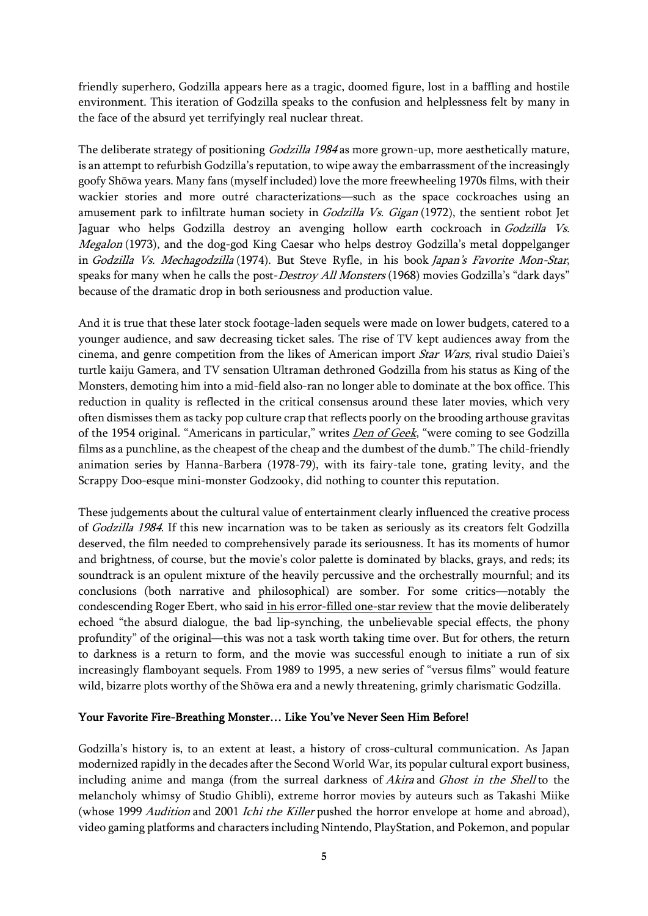friendly superhero, Godzilla appears here as a tragic, doomed figure, lost in a baffling and hostile environment. This iteration of Godzilla speaks to the confusion and helplessness felt by many in the face of the absurd yet terrifyingly real nuclear threat.

The deliberate strategy of positioning *Godzilla 1984* as more grown-up, more aesthetically mature, is an attempt to refurbish Godzilla's reputation, to wipe away the embarrassment of the increasingly goofy Shōwa years. Many fans (myself included) love the more freewheeling 1970s films, with their wackier stories and more outré characterizations—such as the space cockroaches using an amusement park to infiltrate human society in *Godzilla Vs. Gigan* (1972), the sentient robot Jet Jaguar who helps Godzilla destroy an avenging hollow earth cockroach in *Godzilla Vs. Megalon* (1973), and the dog-god King Caesar who helps destroy Godzilla's metal doppelganger in *Godzilla Vs. Mechagodzilla* (1974). But Steve Ryfle, in his book *Japan's Favorite Mon-Star*, speaks for many when he calls the post-*Destroy All Monsters* (1968) movies Godzilla's "dark days" because of the dramatic drop in both seriousness and production value.

And it is true that these later stock footage-laden sequels were made on lower budgets, catered to a younger audience, and saw decreasing ticket sales. The rise of TV kept audiences away from the cinema, and genre competition from the likes of American import *Star Wars*, rival studio Daiei's turtle kaiju Gamera, and TV sensation Ultraman dethroned Godzilla from his status as King of the Monsters, demoting him into a mid-field also-ran no longer able to dominate at the box office. This reduction in quality is reflected in the critical consensus around these later movies, which very often dismisses them as tacky pop culture crap that reflects poorly on the brooding arthouse gravitas of the 1954 original. "Americans in particular," writes *Den of Geek*, "were coming to see Godzilla films as a punchline, as the cheapest of the cheap and the dumbest of the dumb." The child-friendly animation series by Hanna-Barbera (1978-79), with its fairy-tale tone, grating levity, and the Scrappy Doo-esque mini-monster Godzooky, did nothing to counter this reputation.

These judgements about the cultural value of entertainment clearly influenced the creative process of *Godzilla 1984*. If this new incarnation was to be taken as seriously as its creators felt Godzilla deserved, the film needed to comprehensively parade its seriousness. It has its moments of humor and brightness, of course, but the movie's color palette is dominated by blacks, grays, and reds; its soundtrack is an opulent mixture of the heavily percussive and the orchestrally mournful; and its conclusions (both narrative and philosophical) are somber. For some critics—notably the condescending Roger Ebert, who said in his error-filled one-star review that the movie deliberately echoed "the absurd dialogue, the bad lip-synching, the unbelievable special effects, the phony profundity" of the original—this was not a task worth taking time over. But for others, the return to darkness is a return to form, and the movie was successful enough to initiate a run of six increasingly flamboyant sequels. From 1989 to 1995, a new series of "versus films" would feature wild, bizarre plots worthy of the Shōwa era and a newly threatening, grimly charismatic Godzilla.

## Your Favorite Fire-Breathing Monster… Like You've Never Seen Him Before!

Godzilla's history is, to an extent at least, a history of cross-cultural communication. As Japan modernized rapidly in the decades after the Second World War, its popular cultural export business, including anime and manga (from the surreal darkness of *Akira* and *Ghost in the Shell* to the melancholy whimsy of Studio Ghibli), extreme horror movies by auteurs such as Takashi Miike (whose 1999 *Audition* and 2001 *Ichi the Killer* pushed the horror envelope at home and abroad), video gaming platforms and characters including Nintendo, PlayStation, and Pokemon, and popular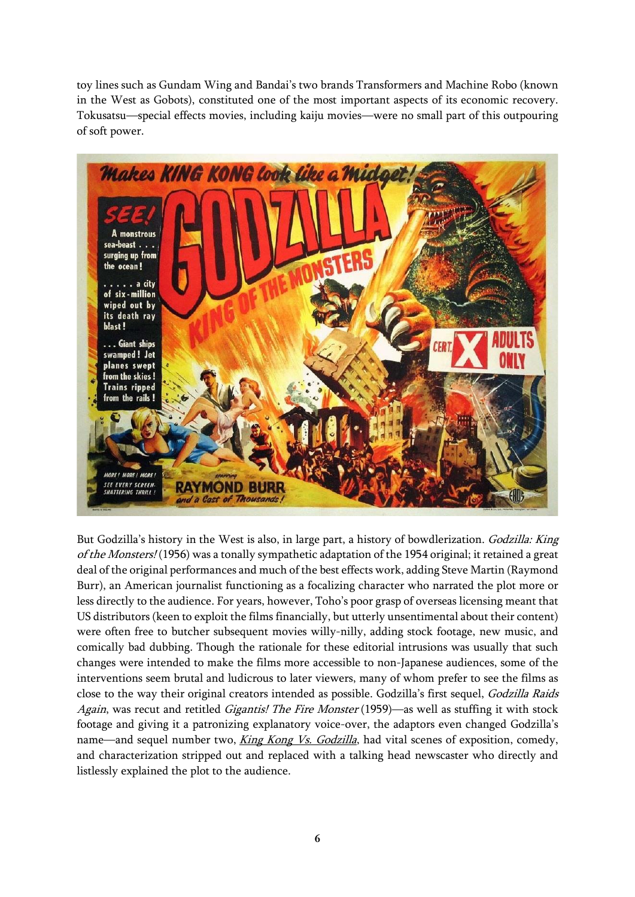toy lines such as Gundam Wing and Bandai's two brands Transformers and Machine Robo (known in the West as Gobots), constituted one of the most important aspects of its economic recovery. Tokusatsu—special effects movies, including kaiju movies—were no small part of this outpouring of soft power.

But Godzilla's history in the West is also, in large part, a history of bowdlerization. *Godzilla: King of the Monsters!* (1956) was a tonally sympathetic adaptation of the 1954 original; it retained a great deal of the original performances and much of the best effects work, adding Steve Martin (Raymond Burr), an American journalist functioning as a focalizing character who narrated the plot more or less directly to the audience. For years, however, Toho's poor grasp of overseas licensing meant that US distributors (keen to exploit the films financially, but utterly unsentimental about their content) were often free to butcher subsequent movies willy-nilly, adding stock footage, new music, and comically bad dubbing. Though the rationale for these editorial intrusions was usually that such changes were intended to make the films more accessible to non-Japanese audiences, some of the interventions seem brutal and ludicrous to later viewers, many of whom prefer to see the films as close to the way their original creators intended as possible. Godzilla's first sequel, *Godzilla Raids Again*, was recut and retitled *Gigantis! The Fire Monster* (1959)—as well as stuffing it with stock footage and giving it a patronizing explanatory voice-over, the adaptors even changed Godzilla's name—and sequel number two, *King Kong Vs. Godzilla*, had vital scenes of exposition, comedy, and characterization stripped out and replaced with a talking head newscaster who directly and listlessly explained the plot to the audience.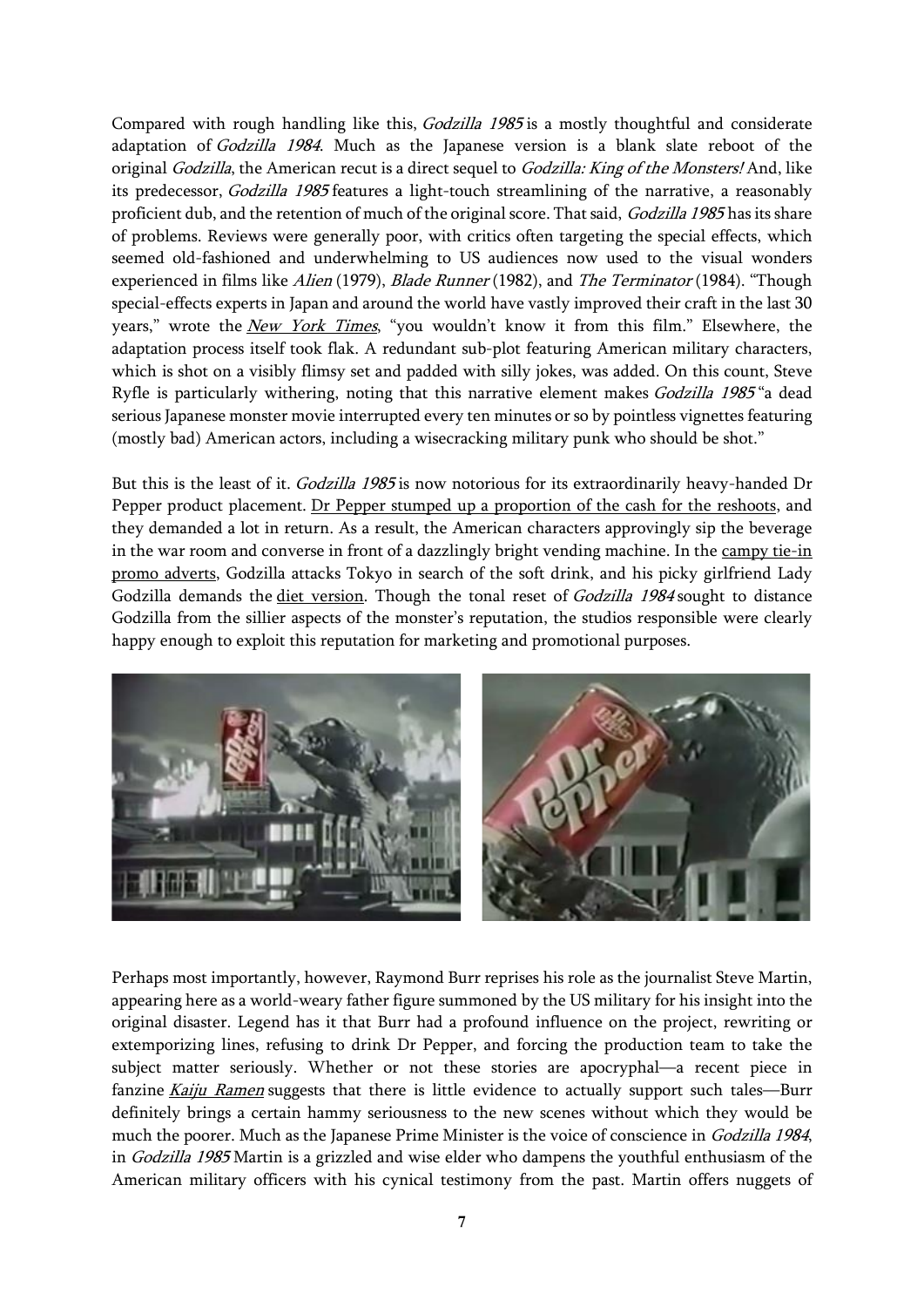Compared with rough handling like this, *Godzilla 1985* is a mostly thoughtful and considerate adaptation of *Godzilla 1984*. Much as the Japanese version is a blank slate reboot of the original *Godzilla*, the American recut is a direct sequel to *Godzilla: King of the Monsters!* And, like its predecessor, *Godzilla 1985* features a light-touch streamlining of the narrative, a reasonably proficient dub, and the retention of much of the original score. That said, *Godzilla 1985* has its share of problems. Reviews were generally poor, with critics often targeting the special effects, which seemed old-fashioned and underwhelming to US audiences now used to the visual wonders experienced in films like *Alien* (1979), *Blade Runner* (1982), and *The Terminator* (1984). "Though special-effects experts in Japan and around the world have vastly improved their craft in the last 30 years," wrote the *New York Times*, "you wouldn't know it from this film." Elsewhere, the adaptation process itself took flak. A redundant sub-plot featuring American military characters, which is shot on a visibly flimsy set and padded with silly jokes, was added. On this count, Steve Ryfle is particularly withering, noting that this narrative element makes *Godzilla 1985* "a dead serious Japanese monster movie interrupted every ten minutes or so by pointless vignettes featuring (mostly bad) American actors, including a wisecracking military punk who should be shot."

But this is the least of it. *Godzilla 1985* is now notorious for its extraordinarily heavy-handed Dr Pepper product placement. Dr Pepper stumped up a proportion of the cash for the reshoots, and they demanded a lot in return. As a result, the American characters approvingly sip the beverage in the war room and converse in front of a dazzlingly bright vending machine. In the campy tie-in promo adverts, Godzilla attacks Tokyo in search of the soft drink, and his picky girlfriend Lady Godzilla demands the diet version. Though the tonal reset of *Godzilla 1984* sought to distance Godzilla from the sillier aspects of the monster's reputation, the studios responsible were clearly happy enough to exploit this reputation for marketing and promotional purposes.

Perhaps most importantly, however, Raymond Burr reprises his role as the journalist Steve Martin, appearing here as a world-weary father figure summoned by the US military for his insight into the original disaster. Legend has it that Burr had a profound influence on the project, rewriting or extemporizing lines, refusing to drink Dr Pepper, and forcing the production team to take the subject matter seriously. Whether or not these stories are apocryphal—a recent piece in fanzine *Kaiju Ramen* suggests that there is little evidence to actually support such tales—Burr definitely brings a certain hammy seriousness to the new scenes without which they would be much the poorer. Much as the Japanese Prime Minister is the voice of conscience in *Godzilla 1984*, in *Godzilla 1985* Martin is a grizzled and wise elder who dampens the youthful enthusiasm of the American military officers with his cynical testimony from the past. Martin offers nuggets of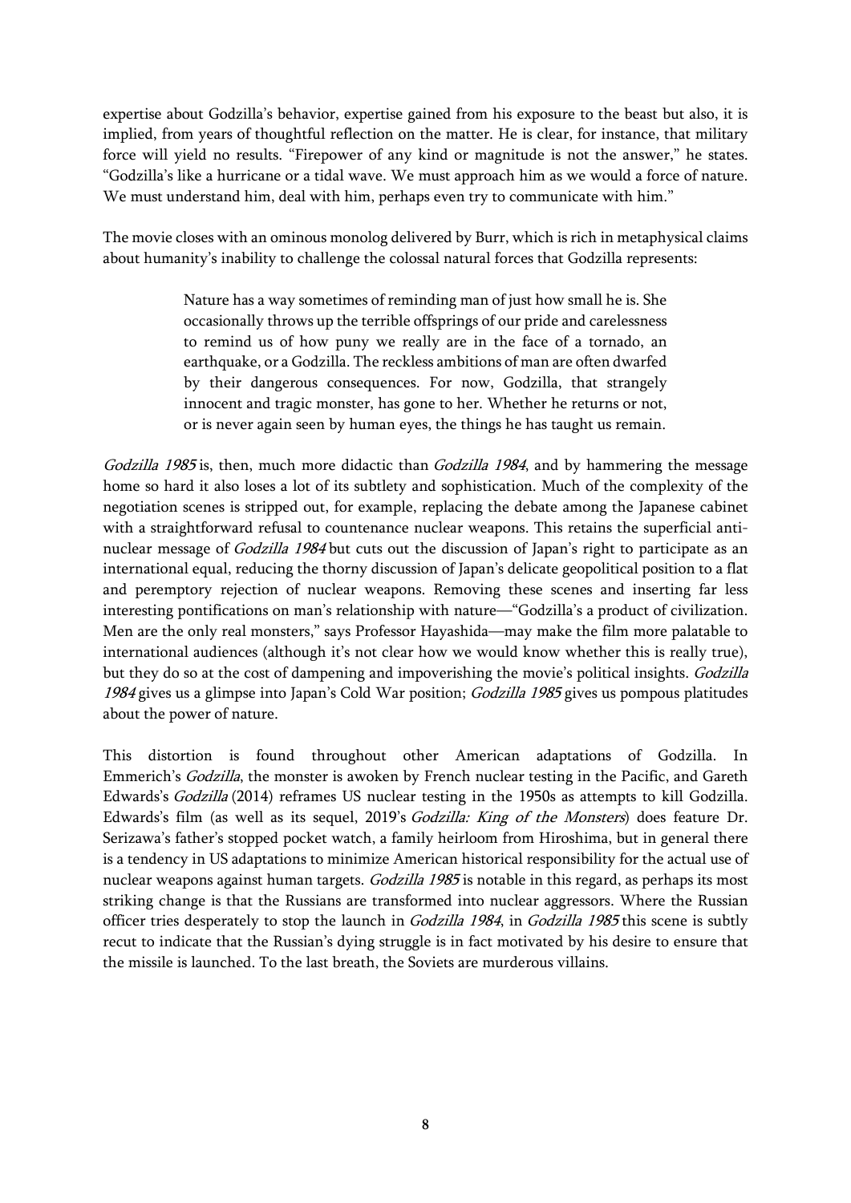expertise about Godzilla's behavior, expertise gained from his exposure to the beast but also, it is implied, from years of thoughtful reflection on the matter. He is clear, for instance, that military force will yield no results. "Firepower of any kind or magnitude is not the answer," he states. "Godzilla's like a hurricane or a tidal wave. We must approach him as we would a force of nature. We must understand him, deal with him, perhaps even try to communicate with him."

The movie closes with an ominous monolog delivered by Burr, which is rich in metaphysical claims about humanity's inability to challenge the colossal natural forces that Godzilla represents:

> Nature has a way sometimes of reminding man of just how small he is. She occasionally throws up the terrible offsprings of our pride and carelessness to remind us of how puny we really are in the face of a tornado, an earthquake, or a Godzilla. The reckless ambitions of man are often dwarfed by their dangerous consequences. For now, Godzilla, that strangely innocent and tragic monster, has gone to her. Whether he returns or not, or is never again seen by human eyes, the things he has taught us remain.

*Godzilla 1985* is, then, much more didactic than *Godzilla 1984*, and by hammering the message home so hard it also loses a lot of its subtlety and sophistication. Much of the complexity of the negotiation scenes is stripped out, for example, replacing the debate among the Japanese cabinet with a straightforward refusal to countenance nuclear weapons. This retains the superficial anti-nuclear message of *Godzilla 1984* but cuts out the discussion of Japan's right to participate as an international equal, reducing the thorny discussion of Japan's delicate geopolitical position to a flat and peremptory rejection of nuclear weapons. Removing these scenes and inserting far less interesting pontifications on man's relationship with nature—"Godzilla's a product of civilization. Men are the only real monsters," says Professor Hayashida—may make the film more palatable to international audiences (although it's not clear how we would know whether this is really true), but they do so at the cost of dampening and impoverishing the movie's political insights. *Godzilla 1984* gives us a glimpse into Japan's Cold War position; *Godzilla 1985* gives us pompous platitudes about the power of nature.

This distortion is found throughout other American adaptations of Godzilla. In Emmerich's *Godzilla*, the monster is awoken by French nuclear testing in the Pacific, and Gareth Edwards's *Godzilla* (2014) reframes US nuclear testing in the 1950s as attempts to kill Godzilla. Edwards's film (as well as its sequel, 2019's *Godzilla: King of the Monsters*) does feature Dr. Serizawa's father's stopped pocket watch, a family heirloom from Hiroshima, but in general there is a tendency in US adaptations to minimize American historical responsibility for the actual use of nuclear weapons against human targets. *Godzilla 1985* is notable in this regard, as perhaps its most striking change is that the Russians are transformed into nuclear aggressors. Where the Russian officer tries desperately to stop the launch in *Godzilla 1984*, in *Godzilla 1985* this scene is subtly recut to indicate that the Russian's dying struggle is in fact motivated by his desire to ensure that the missile is launched. To the last breath, the Soviets are murderous villains.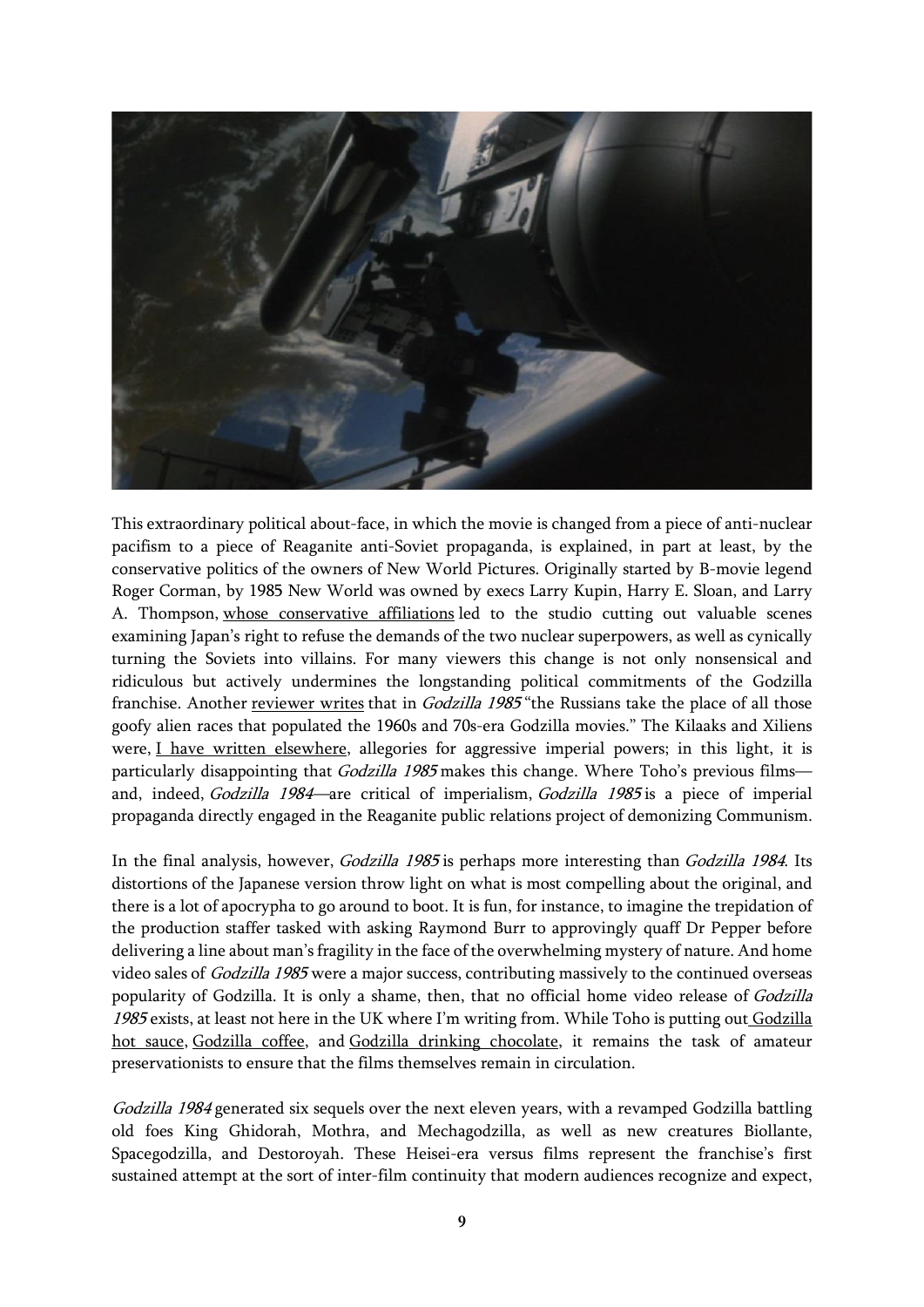This extraordinary political about-face, in which the movie is changed from a piece of anti-nuclear pacifism to a piece of Reaganite anti-Soviet propaganda, is explained, in part at least, by the conservative politics of the owners of New World Pictures. Originally started by B-movie legend Roger Corman, by 1985 New World was owned by execs Larry Kupin, Harry E. Sloan, and Larry A. Thompson, whose conservative affiliations led to the studio cutting out valuable scenes examining Japan's right to refuse the demands of the two nuclear superpowers, as well as cynically turning the Soviets into villains. For many viewers this change is not only nonsensical and ridiculous but actively undermines the longstanding political commitments of the Godzilla franchise. Another reviewer writes that in *Godzilla 1985* "the Russians take the place of all those goofy alien races that populated the 1960s and 70s-era Godzilla movies." The Kilaaks and Xiliens were, I have written elsewhere, allegories for aggressive imperial powers; in this light, it is particularly disappointing that *Godzilla 1985* makes this change. Where Toho's previous films—and, indeed, *Godzilla 1984*—are critical of imperialism, *Godzilla 1985* is a piece of imperial propaganda directly engaged in the Reaganite public relations project of demonizing Communism.

In the final analysis, however, *Godzilla 1985* is perhaps more interesting than *Godzilla 1984*. Its distortions of the Japanese version throw light on what is most compelling about the original, and there is a lot of apocrypha to go around to boot. It is fun, for instance, to imagine the trepidation of the production staffer tasked with asking Raymond Burr to approvingly quaff Dr Pepper before delivering a line about man's fragility in the face of the overwhelming mystery of nature. And home video sales of *Godzilla 1985* were a major success, contributing massively to the continued overseas popularity of Godzilla. It is only a shame, then, that no official home video release of *Godzilla 1985* exists, at least not here in the UK where I'm writing from. While Toho is putting out Godzilla hot sauce, Godzilla coffee, and Godzilla drinking chocolate, it remains the task of amateur preservationists to ensure that the films themselves remain in circulation.

*Godzilla 1984* generated six sequels over the next eleven years, with a revamped Godzilla battling old foes King Ghidorah, Mothra, and Mechagodzilla, as well as new creatures Biollante, Spacegodzilla, and Destoroyah. These Heisei-era versus films represent the franchise's first sustained attempt at the sort of inter-film continuity that modern audiences recognize and expect,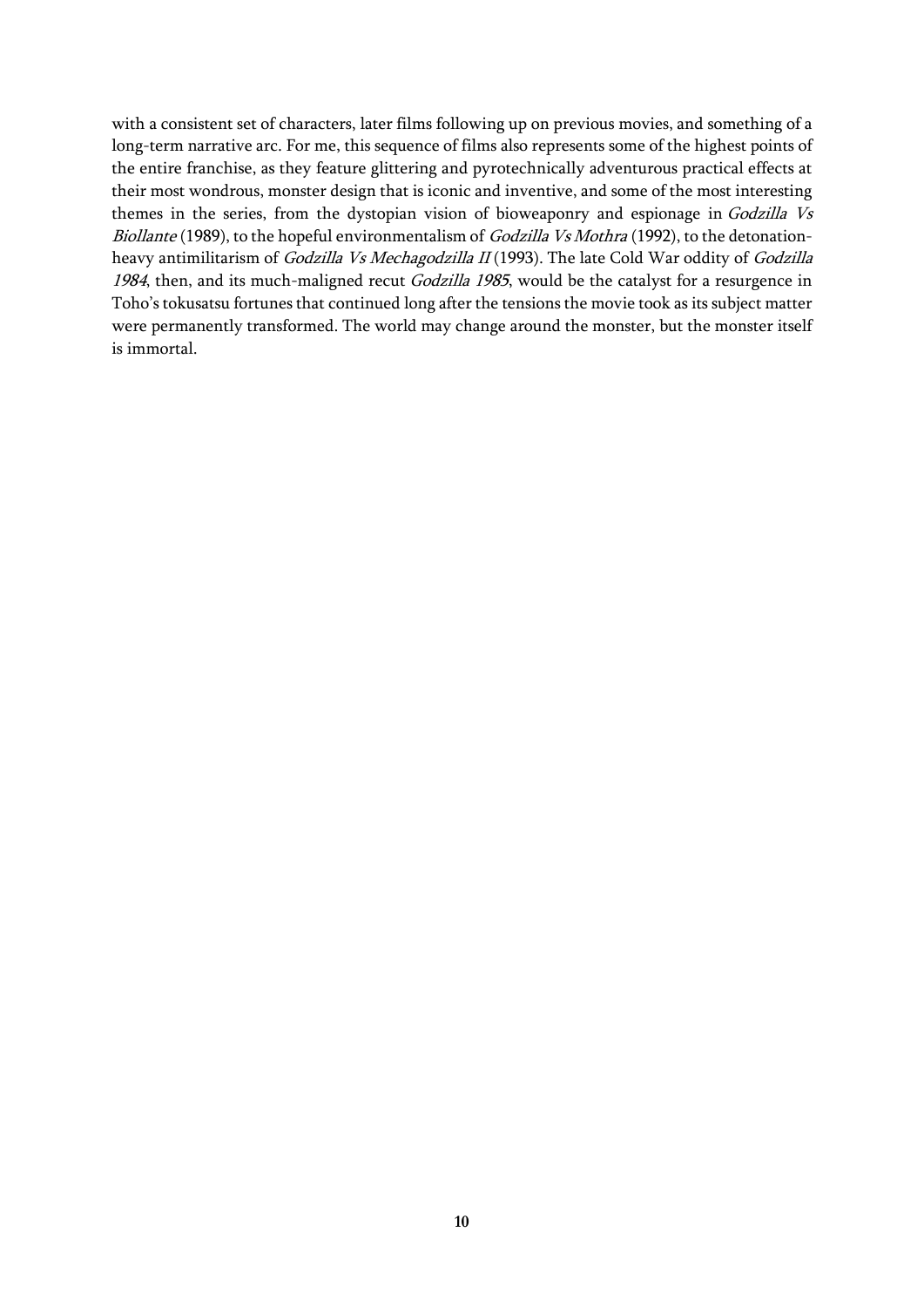with a consistent set of characters, later films following up on previous movies, and something of a long-term narrative arc. For me, this sequence of films also represents some of the highest points of the entire franchise, as they feature glittering and pyrotechnically adventurous practical effects at their most wondrous, monster design that is iconic and inventive, and some of the most interesting themes in the series, from the dystopian vision of bioweaponry and espionage in *Godzilla Vs Biollante* (1989), to the hopeful environmentalism of *Godzilla Vs Mothra* (1992), to the detonation-heavy antimilitarism of *Godzilla Vs Mechagodzilla II* (1993). The late Cold War oddity of *Godzilla 1984*, then, and its much-maligned recut *Godzilla 1985*, would be the catalyst for a resurgence in Toho's tokusatsu fortunes that continued long after the tensions the movie took as its subject matter were permanently transformed. The world may change around the monster, but the monster itself is immortal.